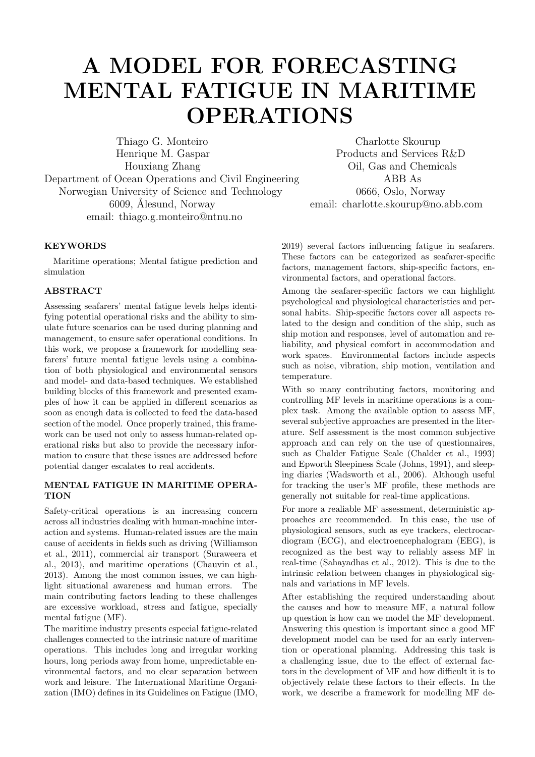# A MODEL FOR FORECASTING MENTAL FATIGUE IN MARITIME OPERATIONS

Thiago G. Monteiro
Henrique M. Gaspar
Houxiang Zhang
Department of Ocean Operations and Civil Engineering
Norwegian University of Science and Technology
6009, Ålesund, Norway
email: thiago.g.monteiro@ntnu.no

Charlotte Skourup
Products and Services R&D
Oil, Gas and Chemicals
ABB As
0666, Oslo, Norway
email: charlotte.skourup@no.abb.com

## KEYWORDS

Maritime operations; Mental fatigue prediction and simulation

## ABSTRACT

Assessing seafarers' mental fatigue levels helps identifying potential operational risks and the ability to simulate future scenarios can be used during planning and management, to ensure safer operational conditions. In this work, we propose a framework for modelling seafarers' future mental fatigue levels using a combination of both physiological and environmental sensors and model- and data-based techniques. We established building blocks of this framework and presented examples of how it can be applied in different scenarios as soon as enough data is collected to feed the data-based section of the model. Once properly trained, this framework can be used not only to assess human-related operational risks but also to provide the necessary information to ensure that these issues are addressed before potential danger escalates to real accidents.

## MENTAL FATIGUE IN MARITIME OPERATION

Safety-critical operations is an increasing concern across all industries dealing with human-machine interaction and systems. Human-related issues are the main cause of accidents in fields such as driving (Williamson et al., 2011), commercial air transport (Suraweera et al., 2013), and maritime operations (Chauvin et al., 2013). Among the most common issues, we can highlight situational awareness and human errors. The main contributing factors leading to these challenges are excessive workload, stress and fatigue, specially mental fatigue (MF).

The maritime industry presents especial fatigue-related challenges connected to the intrinsic nature of maritime operations. This includes long and irregular working hours, long periods away from home, unpredictable environmental factors, and no clear separation between work and leisure. The International Maritime Organization (IMO) defines in its Guidelines on Fatigue (IMO, 2019) several factors influencing fatigue in seafarers. These factors can be categorized as seafarer-specific factors, management factors, ship-specific factors, environmental factors, and operational factors.

Among the seafarer-specific factors we can highlight psychological and physiological characteristics and personal habits. Ship-specific factors cover all aspects related to the design and condition of the ship, such as ship motion and responses, level of automation and reliability, and physical comfort in accommodation and work spaces. Environmental factors include aspects such as noise, vibration, ship motion, ventilation and temperature.

With so many contributing factors, monitoring and controlling MF levels in maritime operations is a complex task. Among the available option to assess MF, several subjective approaches are presented in the literature. Self assessment is the most common subjective approach and can rely on the use of questionnaires, such as Chalder Fatigue Scale (Chalder et al., 1993) and Epworth Sleepiness Scale (Johns, 1991), and sleeping diaries (Wadsworth et al., 2006). Although useful for tracking the user's MF profile, these methods are generally not suitable for real-time applications.

For more a realiable MF assessment, deterministic approaches are recommended. In this case, the use of physiological sensors, such as eye trackers, electrocardiogram (ECG), and electroencephalogram (EEG), is recognized as the best way to reliably assess MF in real-time (Sahayadhas et al., 2012). This is due to the intrinsic relation between changes in physiological signals and variations in MF levels.

After establishing the required understanding about the causes and how to measure MF, a natural follow up question is how can we model the MF development. Answering this question is important since a good MF development model can be used for an early intervention or operational planning. Addressing this task is a challenging issue, due to the effect of external factors in the development of MF and how difficult it is to objectively relate these factors to their effects. In the work, we describe a framework for modelling MF de-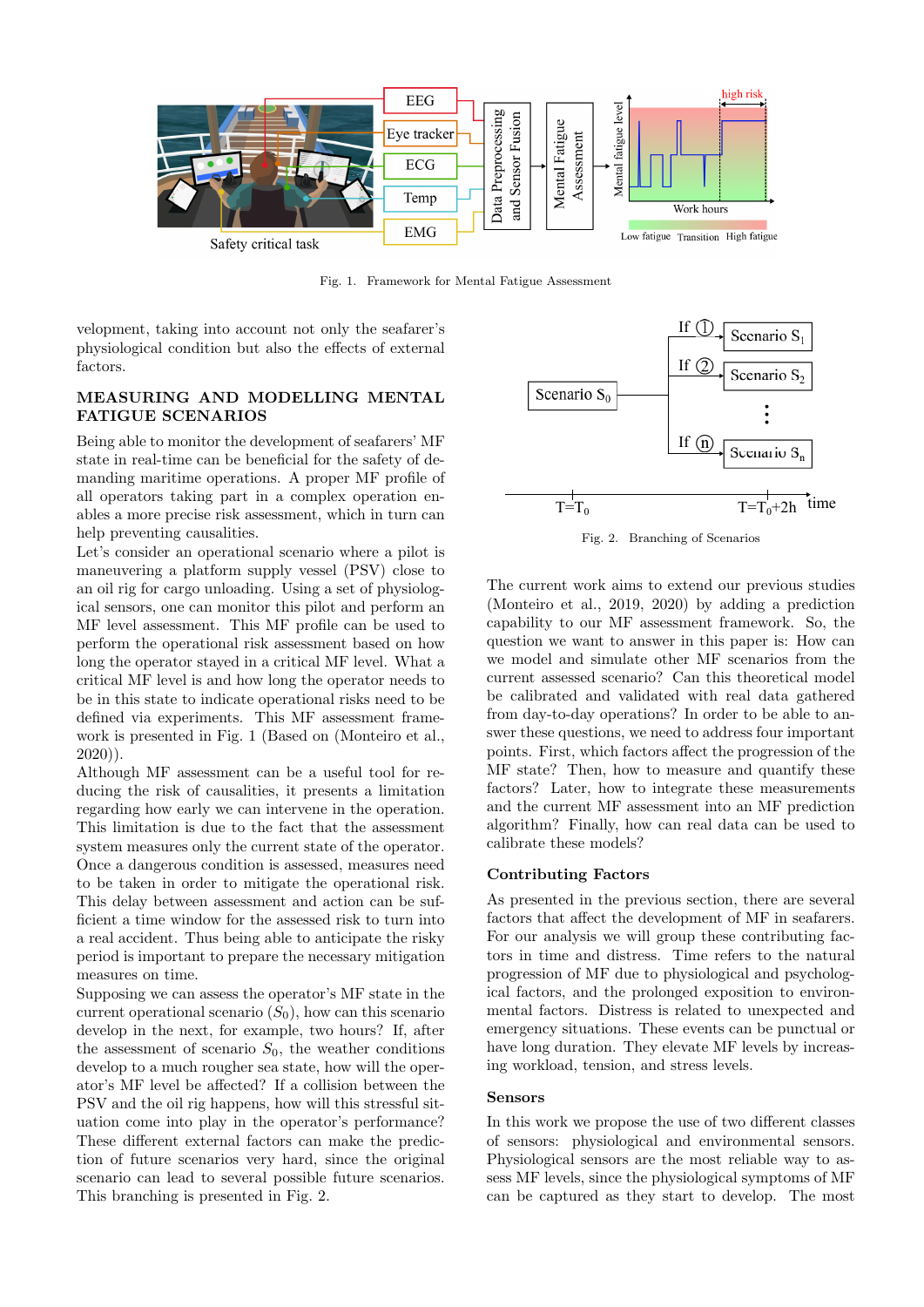Fig. 1. Framework for Mental Fatigue Assessment

velopment, taking into account not only the seafarer's physiological condition but also the effects of external factors.

## MEASURING AND MODELLING MENTAL FATIGUE SCENARIOS

Being able to monitor the development of seafarers' MF state in real-time can be beneficial for the safety of demanding maritime operations. A proper MF profile of all operators taking part in a complex operation enables a more precise risk assessment, which in turn can help preventing causalities.

Let's consider an operational scenario where a pilot is maneuvering a platform supply vessel (PSV) close to an oil rig for cargo unloading. Using a set of physiological sensors, one can monitor this pilot and perform an MF level assessment. This MF profile can be used to perform the operational risk assessment based on how long the operator stayed in a critical MF level. What a critical MF level is and how long the operator needs to be in this state to indicate operational risks need to be defined via experiments. This MF assessment framework is presented in Fig. 1 (Based on (Monteiro et al., 2020)).

Although MF assessment can be a useful tool for reducing the risk of causalities, it presents a limitation regarding how early we can intervene in the operation. This limitation is due to the fact that the assessment system measures only the current state of the operator. Once a dangerous condition is assessed, measures need to be taken in order to mitigate the operational risk. This delay between assessment and action can be sufficient a time window for the assessed risk to turn into a real accident. Thus being able to anticipate the risky period is important to prepare the necessary mitigation measures on time.

Supposing we can assess the operator's MF state in the current operational scenario ($S_0$), how can this scenario develop in the next, for example, two hours? If, after the assessment of scenario $S_0$, the weather conditions develop to a much rougher sea state, how will the operator's MF level be affected? If a collision between the PSV and the oil rig happens, how will this stressful situation come into play in the operator's performance? These different external factors can make the prediction of future scenarios very hard, since the original scenario can lead to several possible future scenarios. This branching is presented in Fig. 2.

Fig. 2. Branching of Scenarios

The current work aims to extend our previous studies (Monteiro et al., 2019, 2020) by adding a prediction capability to our MF assessment framework. So, the question we want to answer in this paper is: How can we model and simulate other MF scenarios from the current assessed scenario? Can this theoretical model be calibrated and validated with real data gathered from day-to-day operations? In order to be able to answer these questions, we need to address four important points. First, which factors affect the progression of the MF state? Then, how to measure and quantify these factors? Later, how to integrate these measurements and the current MF assessment into an MF prediction algorithm? Finally, how can real data can be used to calibrate these models?

### Contributing Factors

As presented in the previous section, there are several factors that affect the development of MF in seafarers. For our analysis we will group these contributing factors in time and distress. Time refers to the natural progression of MF due to physiological and psychological factors, and the prolonged exposition to environmental factors. Distress is related to unexpected and emergency situations. These events can be punctual or have long duration. They elevate MF levels by increasing workload, tension, and stress levels.

### Sensors

In this work we propose the use of two different classes of sensors: physiological and environmental sensors. Physiological sensors are the most reliable way to assess MF levels, since the physiological symptoms of MF can be captured as they start to develop. The most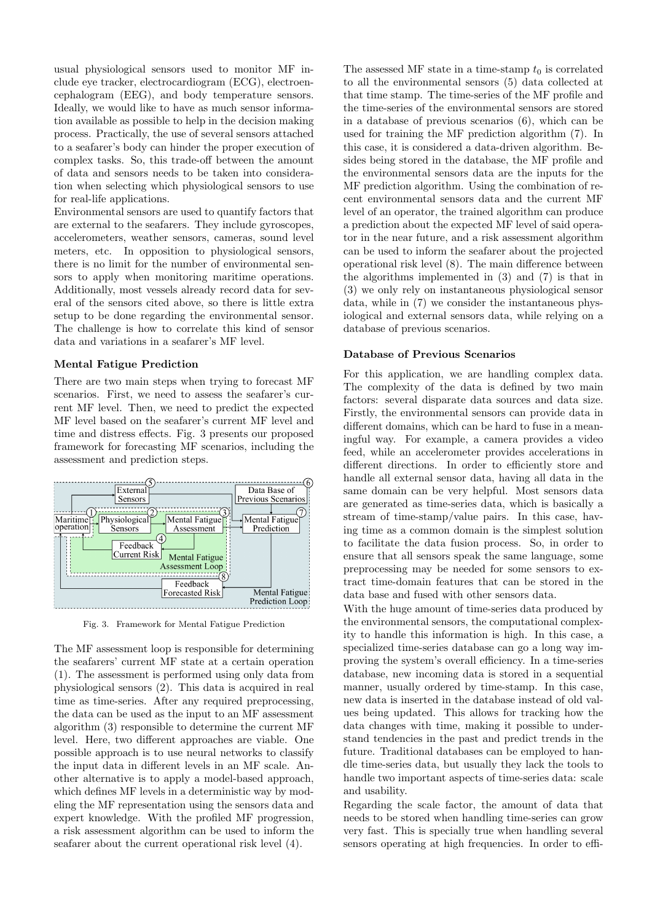usual physiological sensors used to monitor MF include eye tracker, electrocardiogram (ECG), electroencephalogram (EEG), and body temperature sensors. Ideally, we would like to have as much sensor information available as possible to help in the decision making process. Practically, the use of several sensors attached to a seafarer's body can hinder the proper execution of complex tasks. So, this trade-off between the amount of data and sensors needs to be taken into consideration when selecting which physiological sensors to use for real-life applications.

Environmental sensors are used to quantify factors that are external to the seafarers. They include gyroscopes, accelerometers, weather sensors, cameras, sound level meters, etc. In opposition to physiological sensors, there is no limit for the number of environmental sensors to apply when monitoring maritime operations. Additionally, most vessels already record data for several of the sensors cited above, so there is little extra setup to be done regarding the environmental sensor. The challenge is how to correlate this kind of sensor data and variations in a seafarer's MF level.

### Mental Fatigue Prediction

There are two main steps when trying to forecast MF scenarios. First, we need to assess the seafarer's current MF level. Then, we need to predict the expected MF level based on the seafarer's current MF level and time and distress effects. Fig. 3 presents our proposed framework for forecasting MF scenarios, including the assessment and prediction steps.

Fig. 3. Framework for Mental Fatigue Prediction

The MF assessment loop is responsible for determining the seafarers' current MF state at a certain operation (1). The assessment is performed using only data from physiological sensors (2). This data is acquired in real time as time-series. After any required preprocessing, the data can be used as the input to an MF assessment algorithm (3) responsible to determine the current MF level. Here, two different approaches are viable. One possible approach is to use neural networks to classify the input data in different levels in an MF scale. Another alternative is to apply a model-based approach, which defines MF levels in a deterministic way by modeling the MF representation using the sensors data and expert knowledge. With the profiled MF progression, a risk assessment algorithm can be used to inform the seafarer about the current operational risk level (4).

The assessed MF state in a time-stamp $t_0$ is correlated to all the environmental sensors (5) data collected at that time stamp. The time-series of the MF profile and the time-series of the environmental sensors are stored in a database of previous scenarios (6), which can be used for training the MF prediction algorithm (7). In this case, it is considered a data-driven algorithm. Besides being stored in the database, the MF profile and the environmental sensors data are the inputs for the MF prediction algorithm. Using the combination of recent environmental sensors data and the current MF level of an operator, the trained algorithm can produce a prediction about the expected MF level of said operator in the near future, and a risk assessment algorithm can be used to inform the seafarer about the projected operational risk level (8). The main difference between the algorithms implemented in (3) and (7) is that in (3) we only rely on instantaneous physiological sensor data, while in (7) we consider the instantaneous physiological and external sensors data, while relying on a database of previous scenarios.

### Database of Previous Scenarios

For this application, we are handling complex data. The complexity of the data is defined by two main factors: several disparate data sources and data size. Firstly, the environmental sensors can provide data in different domains, which can be hard to fuse in a meaningful way. For example, a camera provides a video feed, while an accelerometer provides accelerations in different directions. In order to efficiently store and handle all external sensor data, having all data in the same domain can be very helpful. Most sensors data are generated as time-series data, which is basically a stream of time-stamp/value pairs. In this case, having time as a common domain is the simplest solution to facilitate the data fusion process. So, in order to ensure that all sensors speak the same language, some preprocessing may be needed for some sensors to extract time-domain features that can be stored in the data base and fused with other sensors data.

With the huge amount of time-series data produced by the environmental sensors, the computational complexity to handle this information is high. In this case, a specialized time-series database can go a long way improving the system's overall efficiency. In a time-series database, new incoming data is stored in a sequential manner, usually ordered by time-stamp. In this case, new data is inserted in the database instead of old values being updated. This allows for tracking how the data changes with time, making it possible to understand tendencies in the past and predict trends in the future. Traditional databases can be employed to handle time-series data, but usually they lack the tools to handle two important aspects of time-series data: scale and usability.

Regarding the scale factor, the amount of data that needs to be stored when handling time-series can grow very fast. This is specially true when handling several sensors operating at high frequencies. In order to effi-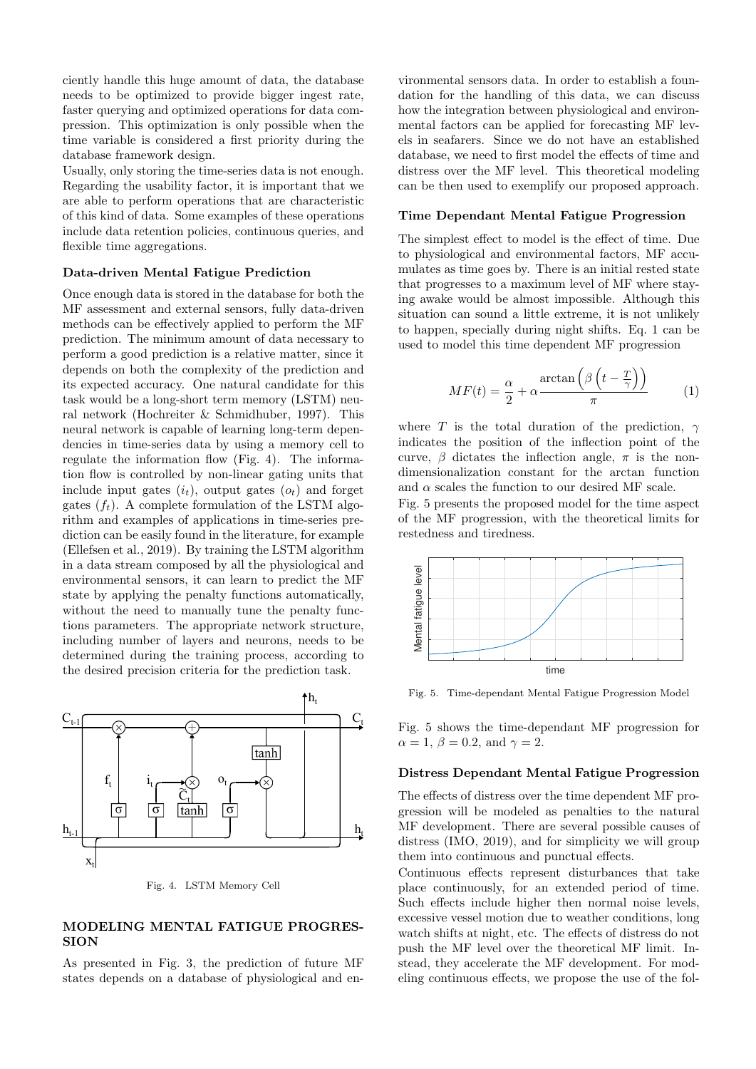ciently handle this huge amount of data, the database needs to be optimized to provide bigger ingest rate, faster querying and optimized operations for data compression. This optimization is only possible when the time variable is considered a first priority during the database framework design.

Usually, only storing the time-series data is not enough. Regarding the usability factor, it is important that we are able to perform operations that are characteristic of this kind of data. Some examples of these operations include data retention policies, continuous queries, and flexible time aggregations.

### Data-driven Mental Fatigue Prediction

Once enough data is stored in the database for both the MF assessment and external sensors, fully data-driven methods can be effectively applied to perform the MF prediction. The minimum amount of data necessary to perform a good prediction is a relative matter, since it depends on both the complexity of the prediction and its expected accuracy. One natural candidate for this task would be a long-short term memory (LSTM) neural network (Hochreiter & Schmidhuber, 1997). This neural network is capable of learning long-term dependencies in time-series data by using a memory cell to regulate the information flow (Fig. 4). The information flow is controlled by non-linear gating units that include input gates ($i_t$), output gates ($o_t$) and forget gates ($f_t$). A complete formulation of the LSTM algorithm and examples of applications in time-series prediction can be easily found in the literature, for example (Ellefsen et al., 2019). By training the LSTM algorithm in a data stream composed by all the physiological and environmental sensors, it can learn to predict the MF state by applying the penalty functions automatically, without the need to manually tune the penalty functions parameters. The appropriate network structure, including number of layers and neurons, needs to be determined during the training process, according to the desired precision criteria for the prediction task.

Fig. 4. LSTM Memory Cell

## MODELING MENTAL FATIGUE PROGRESSION

As presented in Fig. 3, the prediction of future MF states depends on a database of physiological and environmental sensors data. In order to establish a foundation for the handling of this data, we can discuss how the integration between physiological and environmental factors can be applied for forecasting MF levels in seafarers. Since we do not have an established database, we need to first model the effects of time and distress over the MF level. This theoretical modeling can be then used to exemplify our proposed approach.

### Time Dependant Mental Fatigue Progression

The simplest effect to model is the effect of time. Due to physiological and environmental factors, MF accumulates as time goes by. There is an initial rested state that progresses to a maximum level of MF where staying awake would be almost impossible. Although this situation can sound a little extreme, it is not unlikely to happen, specially during night shifts. Eq. 1 can be used to model this time dependent MF progression

$$MF(t) = \frac{\alpha}{2} + \alpha \frac{\arctan\left(\beta\left(t - \frac{T}{\gamma}\right)\right)}{\pi} \tag{1}$$

where $T$ is the total duration of the prediction, $\gamma$ indicates the position of the inflection point of the curve, $\beta$ dictates the inflection angle, $\pi$ is the non-dimensionalization constant for the arctan function and $\alpha$ scales the function to our desired MF scale.

Fig. 5 presents the proposed model for the time aspect of the MF progression, with the theoretical limits for restedness and tiredness.

Fig. 5. Time-dependant Mental Fatigue Progression Model

Fig. 5 shows the time-dependant MF progression for $\alpha = 1$, $\beta = 0.2$, and $\gamma = 2$.

### Distress Dependant Mental Fatigue Progression

The effects of distress over the time dependent MF progression will be modeled as penalties to the natural MF development. There are several possible causes of distress (IMO, 2019), and for simplicity we will group them into continuous and punctual effects.

Continuous effects represent disturbances that take place continuously, for an extended period of time. Such effects include higher then normal noise levels, excessive vessel motion due to weather conditions, long watch shifts at night, etc. The effects of distress do not push the MF level over the theoretical MF limit. Instead, they accelerate the MF development. For modeling continuous effects, we propose the use of the fol-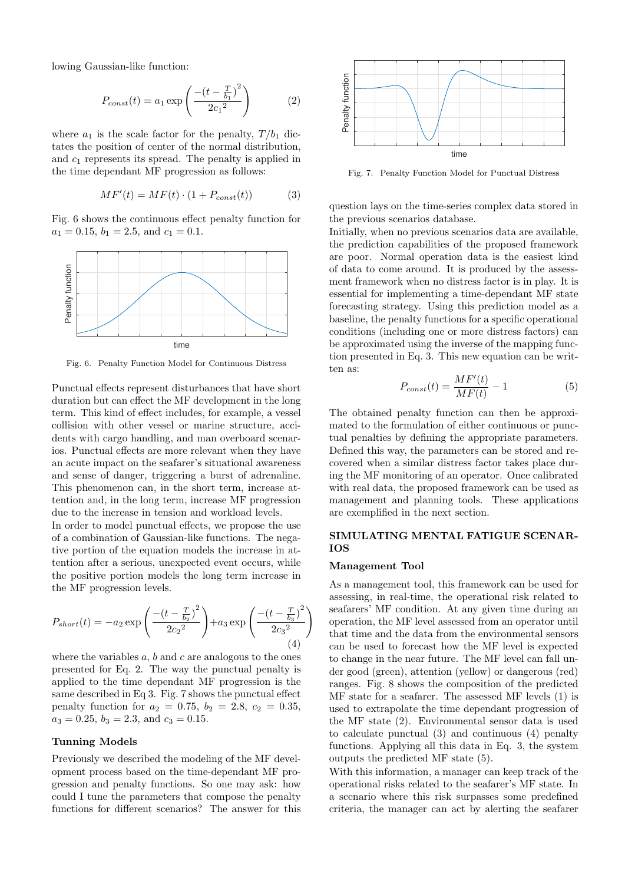lowing Gaussian-like function:

$$P_{const}(t) = a_1 \exp\left(\frac{-(t - \frac{T}{b_1})^2}{2{c_1}^2}\right) \tag{2}$$

where $a_1$ is the scale factor for the penalty, $T/b_1$ dictates the position of center of the normal distribution, and $c_1$ represents its spread. The penalty is applied in the time dependant MF progression as follows:

$$MF'(t) = MF(t) \cdot (1 + P_{const}(t)) \tag{3}$$

Fig. 6 shows the continuous effect penalty function for $a_1 = 0.15$, $b_1 = 2.5$, and $c_1 = 0.1$.

Fig. 6. Penalty Function Model for Continuous Distress

Punctual effects represent disturbances that have short duration but can effect the MF development in the long term. This kind of effect includes, for example, a vessel collision with other vessel or marine structure, accidents with cargo handling, and man overboard scenarios. Punctual effects are more relevant when they have an acute impact on the seafarer's situational awareness and sense of danger, triggering a burst of adrenaline. This phenomenon can, in the short term, increase attention and, in the long term, increase MF progression due to the increase in tension and workload levels.

In order to model punctual effects, we propose the use of a combination of Gaussian-like functions. The negative portion of the equation models the increase in attention after a serious, unexpected event occurs, while the positive portion models the long term increase in the MF progression levels.

$$P_{short}(t) = -a_2 \exp\left(\frac{-(t - \frac{T}{b_2})^2}{2{c_2}^2}\right) + a_3 \exp\left(\frac{-(t - \frac{T}{b_3})^2}{2{c_3}^2}\right) \tag{4}$$

where the variables $a$, $b$ and $c$ are analogous to the ones presented for Eq. 2. The way the punctual penalty is applied to the time dependant MF progression is the same described in Eq 3. Fig. 7 shows the punctual effect penalty function for $a_2 = 0.75$, $b_2 = 2.8$, $c_2 = 0.35$, $a_3 = 0.25$, $b_3 = 2.3$, and $c_3 = 0.15$.

### Tunning Models

Previously we described the modeling of the MF development process based on the time-dependant MF progression and penalty functions. So one may ask: how could I tune the parameters that compose the penalty functions for different scenarios? The answer for this question lays on the time-series complex data stored in the previous scenarios database.

Fig. 7. Penalty Function Model for Punctual Distress

Initially, when no previous scenarios data are available, the prediction capabilities of the proposed framework are poor. Normal operation data is the easiest kind of data to come around. It is produced by the assessment framework when no distress factor is in play. It is essential for implementing a time-dependant MF state forecasting strategy. Using this prediction model as a baseline, the penalty functions for a specific operational conditions (including one or more distress factors) can be approximated using the inverse of the mapping function presented in Eq. 3. This new equation can be written as:

$$P_{const}(t) = \frac{MF'(t)}{MF(t)} - 1 \tag{5}$$

The obtained penalty function can then be approximated to the formulation of either continuous or punctual penalties by defining the appropriate parameters. Defined this way, the parameters can be stored and recovered when a similar distress factor takes place during the MF monitoring of an operator. Once calibrated with real data, the proposed framework can be used as management and planning tools. These applications are exemplified in the next section.

## SIMULATING MENTAL FATIGUE SCENARIOS

### Management Tool

As a management tool, this framework can be used for assessing, in real-time, the operational risk related to seafarers' MF condition. At any given time during an operation, the MF level assessed from an operator until that time and the data from the environmental sensors can be used to forecast how the MF level is expected to change in the near future. The MF level can fall under good (green), attention (yellow) or dangerous (red) ranges. Fig. 8 shows the composition of the predicted MF state for a seafarer. The assessed MF levels (1) is used to extrapolate the time dependant progression of the MF state (2). Environmental sensor data is used to calculate punctual (3) and continuous (4) penalty functions. Applying all this data in Eq. 3, the system outputs the predicted MF state (5).

With this information, a manager can keep track of the operational risks related to the seafarer's MF state. In a scenario where this risk surpasses some predefined criteria, the manager can act by alerting the seafarer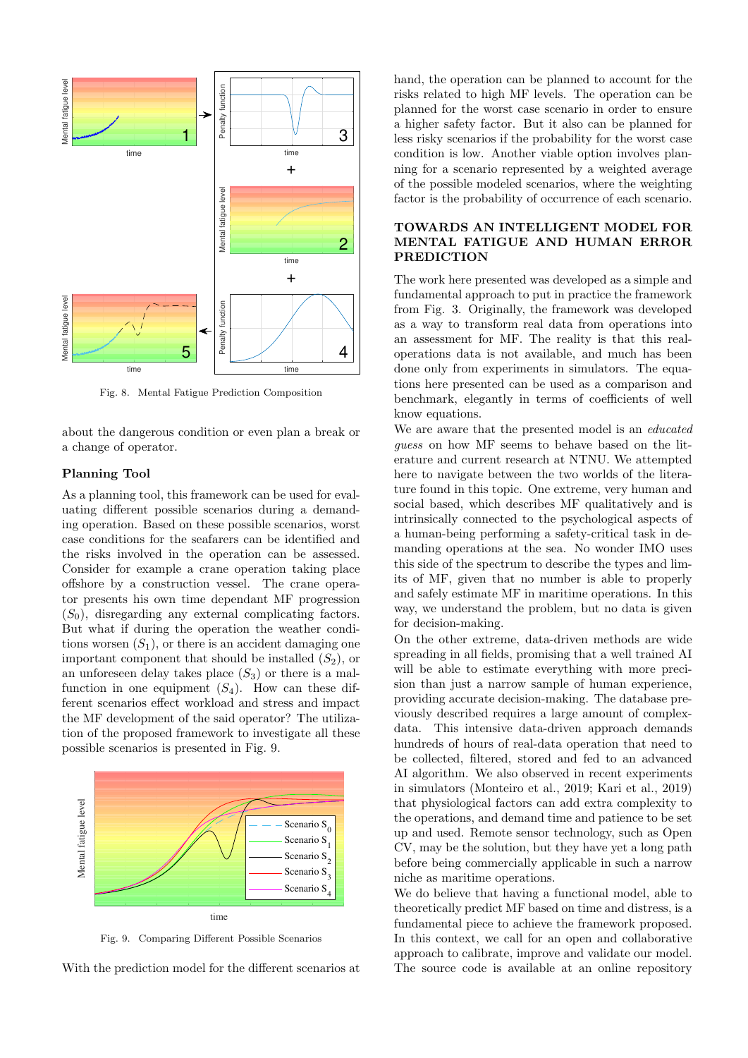Fig. 8. Mental Fatigue Prediction Composition

about the dangerous condition or even plan a break or a change of operator.

### Planning Tool

As a planning tool, this framework can be used for evaluating different possible scenarios during a demanding operation. Based on these possible scenarios, worst case conditions for the seafarers can be identified and the risks involved in the operation can be assessed. Consider for example a crane operation taking place offshore by a construction vessel. The crane operator presents his own time dependant MF progression ($S_0$), disregarding any external complicating factors. But what if during the operation the weather conditions worsen ($S_1$), or there is an accident damaging one important component that should be installed ($S_2$), or an unforeseen delay takes place ($S_3$) or there is a malfunction in one equipment ($S_4$). How can these different scenarios effect workload and stress and impact the MF development of the said operator? The utilization of the proposed framework to investigate all these possible scenarios is presented in Fig. 9.

Fig. 9. Comparing Different Possible Scenarios

With the prediction model for the different scenarios at hand, the operation can be planned to account for the risks related to high MF levels. The operation can be planned for the worst case scenario in order to ensure a higher safety factor. But it also can be planned for less risky scenarios if the probability for the worst case condition is low. Another viable option involves planning for a scenario represented by a weighted average of the possible modeled scenarios, where the weighting factor is the probability of occurrence of each scenario.

## TOWARDS AN INTELLIGENT MODEL FOR MENTAL FATIGUE AND HUMAN ERROR PREDICTION

The work here presented was developed as a simple and fundamental approach to put in practice the framework from Fig. 3. Originally, the framework was developed as a way to transform real data from operations into an assessment for MF. The reality is that this real-operations data is not available, and much has been done only from experiments in simulators. The equations here presented can be used as a comparison and benchmark, elegantly in terms of coefficients of well know equations.

We are aware that the presented model is an *educated guess* on how MF seems to behave based on the literature and current research at NTNU. We attempted here to navigate between the two worlds of the literature found in this topic. One extreme, very human and social based, which describes MF qualitatively and is intrinsically connected to the psychological aspects of a human-being performing a safety-critical task in demanding operations at the sea. No wonder IMO uses this side of the spectrum to describe the types and limits of MF, given that no number is able to properly and safely estimate MF in maritime operations. In this way, we understand the problem, but no data is given for decision-making.

On the other extreme, data-driven methods are wide spreading in all fields, promising that a well trained AI will be able to estimate everything with more precision than just a narrow sample of human experience, providing accurate decision-making. The database previously described requires a large amount of complex-data. This intensive data-driven approach demands hundreds of hours of real-data operation that need to be collected, filtered, stored and fed to an advanced AI algorithm. We also observed in recent experiments in simulators (Monteiro et al., 2019; Kari et al., 2019) that physiological factors can add extra complexity to the operations, and demand time and patience to be set up and used. Remote sensor technology, such as Open CV, may be the solution, but they have yet a long path before being commercially applicable in such a narrow niche as maritime operations.

We do believe that having a functional model, able to theoretically predict MF based on time and distress, is a fundamental piece to achieve the framework proposed. In this context, we call for an open and collaborative approach to calibrate, improve and validate our model. The source code is available at an online repository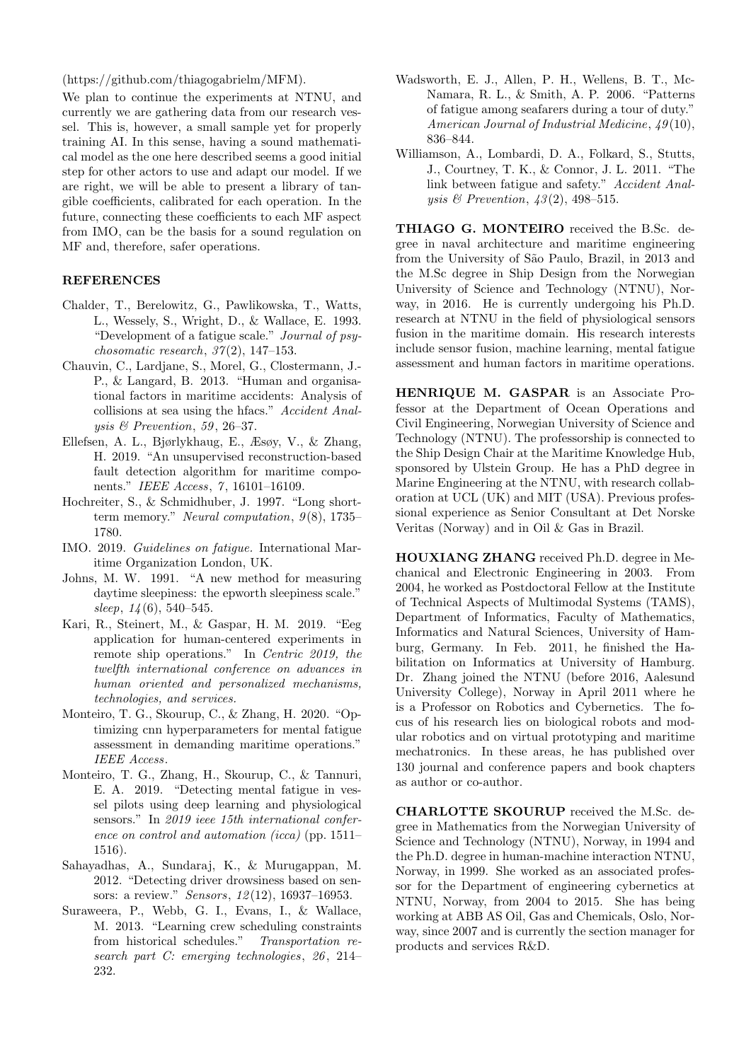(https://github.com/thiagogabrielm/MFM).

We plan to continue the experiments at NTNU, and currently we are gathering data from our research vessel. This is, however, a small sample yet for properly training AI. In this sense, having a sound mathematical model as the one here described seems a good initial step for other actors to use and adapt our model. If we are right, we will be able to present a library of tangible coefficients, calibrated for each operation. In the future, connecting these coefficients to each MF aspect from IMO, can be the basis for a sound regulation on MF and, therefore, safer operations.

## REFERENCES

- Chalder, T., Berelowitz, G., Pawlikowska, T., Watts, L., Wessely, S., Wright, D., & Wallace, E. 1993. "Development of a fatigue scale." *Journal of psychosomatic research*, *37*(2), 147–153.
- Chauvin, C., Lardjane, S., Morel, G., Clostermann, J.-P., & Langard, B. 2013. "Human and organisational factors in maritime accidents: Analysis of collisions at sea using the hfacs." *Accident Analysis & Prevention*, *59*, 26–37.
- Ellefsen, A. L., Bjørlykhaug, E., Æsøy, V., & Zhang, H. 2019. "An unsupervised reconstruction-based fault detection algorithm for maritime components." *IEEE Access*, *7*, 16101–16109.
- Hochreiter, S., & Schmidhuber, J. 1997. "Long short-term memory." *Neural computation*, *9*(8), 1735–1780.
- IMO. 2019. *Guidelines on fatigue.* International Maritime Organization London, UK.
- Johns, M. W. 1991. "A new method for measuring daytime sleepiness: the epworth sleepiness scale." *sleep*, *14*(6), 540–545.
- Kari, R., Steinert, M., & Gaspar, H. M. 2019. "Eeg application for human-centered experiments in remote ship operations." In *Centric 2019, the twelfth international conference on advances in human oriented and personalized mechanisms, technologies, and services.*
- Monteiro, T. G., Skourup, C., & Zhang, H. 2020. "Optimizing cnn hyperparameters for mental fatigue assessment in demanding maritime operations." *IEEE Access*.
- Monteiro, T. G., Zhang, H., Skourup, C., & Tannuri, E. A. 2019. "Detecting mental fatigue in vessel pilots using deep learning and physiological sensors." In *2019 ieee 15th international conference on control and automation (icca)* (pp. 1511–1516).
- Sahayadhas, A., Sundaraj, K., & Murugappan, M. 2012. "Detecting driver drowsiness based on sensors: a review." *Sensors*, *12*(12), 16937–16953.
- Suraweera, P., Webb, G. I., Evans, I., & Wallace, M. 2013. "Learning crew scheduling constraints from historical schedules." *Transportation research part C: emerging technologies*, *26*, 214–232.
- Wadsworth, E. J., Allen, P. H., Wellens, B. T., McNamara, R. L., & Smith, A. P. 2006. "Patterns of fatigue among seafarers during a tour of duty." *American Journal of Industrial Medicine*, *49*(10), 836–844.
- Williamson, A., Lombardi, D. A., Folkard, S., Stutts, J., Courtney, T. K., & Connor, J. L. 2011. "The link between fatigue and safety." *Accident Analysis & Prevention*, *43*(2), 498–515.

**THIAGO G. MONTEIRO** received the B.Sc. degree in naval architecture and maritime engineering from the University of São Paulo, Brazil, in 2013 and the M.Sc degree in Ship Design from the Norwegian University of Science and Technology (NTNU), Norway, in 2016. He is currently undergoing his Ph.D. research at NTNU in the field of physiological sensors fusion in the maritime domain. His research interests include sensor fusion, machine learning, mental fatigue assessment and human factors in maritime operations.

**HENRIQUE M. GASPAR** is an Associate Professor at the Department of Ocean Operations and Civil Engineering, Norwegian University of Science and Technology (NTNU). The professorship is connected to the Ship Design Chair at the Maritime Knowledge Hub, sponsored by Ulstein Group. He has a PhD degree in Marine Engineering at the NTNU, with research collaboration at UCL (UK) and MIT (USA). Previous professional experience as Senior Consultant at Det Norske Veritas (Norway) and in Oil & Gas in Brazil.

**HOUXIANG ZHANG** received Ph.D. degree in Mechanical and Electronic Engineering in 2003. From 2004, he worked as Postdoctoral Fellow at the Institute of Technical Aspects of Multimodal Systems (TAMS), Department of Informatics, Faculty of Mathematics, Informatics and Natural Sciences, University of Hamburg, Germany. In Feb. 2011, he finished the Habilitation on Informatics at University of Hamburg. Dr. Zhang joined the NTNU (before 2016, Aalesund University College), Norway in April 2011 where he is a Professor on Robotics and Cybernetics. The focus of his research lies on biological robots and modular robotics and on virtual prototyping and maritime mechatronics. In these areas, he has published over 130 journal and conference papers and book chapters as author or co-author.

**CHARLOTTE SKOURUP** received the M.Sc. degree in Mathematics from the Norwegian University of Science and Technology (NTNU), Norway, in 1994 and the Ph.D. degree in human-machine interaction NTNU, Norway, in 1999. She worked as an associated professor for the Department of engineering cybernetics at NTNU, Norway, from 2004 to 2015. She has being working at ABB AS Oil, Gas and Chemicals, Oslo, Norway, since 2007 and is currently the section manager for products and services R&D.